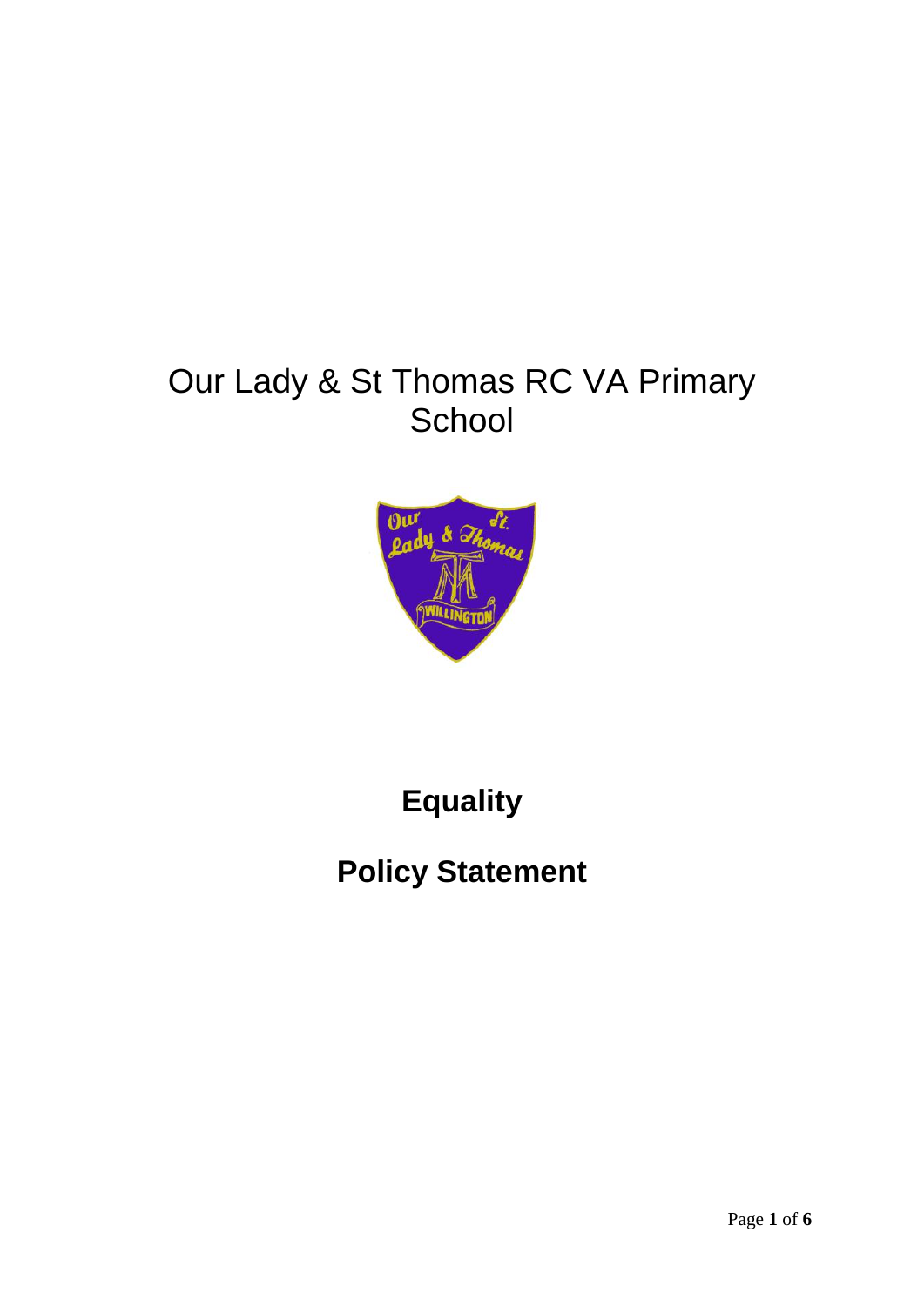# Our Lady & St Thomas RC VA Primary School

## Equality

## Policy Statement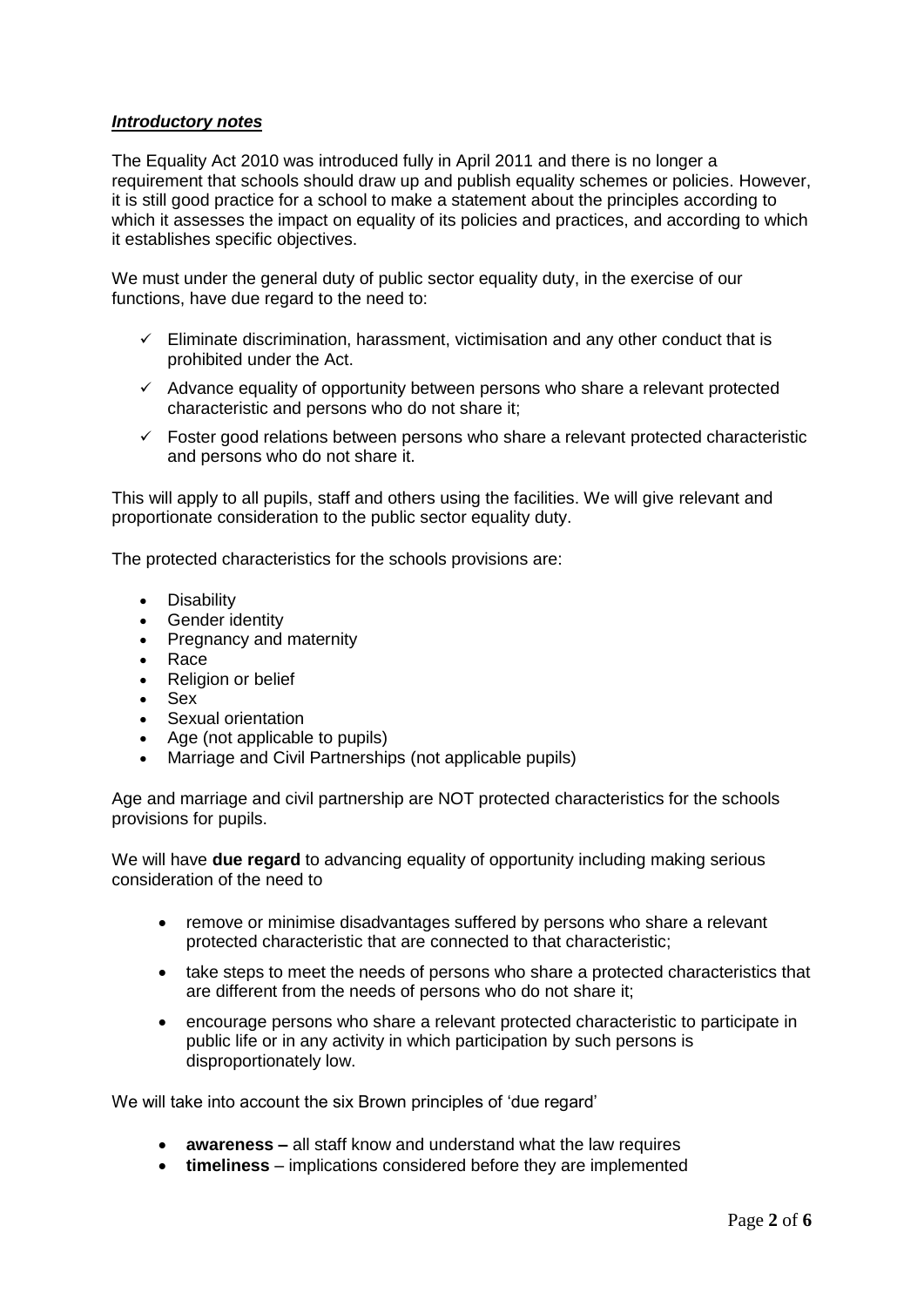***Introductory notes***

The Equality Act 2010 was introduced fully in April 2011 and there is no longer a requirement that schools should draw up and publish equality schemes or policies. However, it is still good practice for a school to make a statement about the principles according to which it assesses the impact on equality of its policies and practices, and according to which it establishes specific objectives.

We must under the general duty of public sector equality duty, in the exercise of our functions, have due regard to the need to:

- ✓ Eliminate discrimination, harassment, victimisation and any other conduct that is prohibited under the Act.
- ✓ Advance equality of opportunity between persons who share a relevant protected characteristic and persons who do not share it;
- ✓ Foster good relations between persons who share a relevant protected characteristic and persons who do not share it.

This will apply to all pupils, staff and others using the facilities. We will give relevant and proportionate consideration to the public sector equality duty.

The protected characteristics for the schools provisions are:

- Disability
- Gender identity
- Pregnancy and maternity
- Race
- Religion or belief
- Sex
- Sexual orientation
- Age (not applicable to pupils)
- Marriage and Civil Partnerships (not applicable pupils)

Age and marriage and civil partnership are NOT protected characteristics for the schools provisions for pupils.

We will have **due regard** to advancing equality of opportunity including making serious consideration of the need to

- remove or minimise disadvantages suffered by persons who share a relevant protected characteristic that are connected to that characteristic;
- take steps to meet the needs of persons who share a protected characteristics that are different from the needs of persons who do not share it;
- encourage persons who share a relevant protected characteristic to participate in public life or in any activity in which participation by such persons is disproportionately low.

We will take into account the six Brown principles of 'due regard'

- **awareness –** all staff know and understand what the law requires
- **timeliness** – implications considered before they are implemented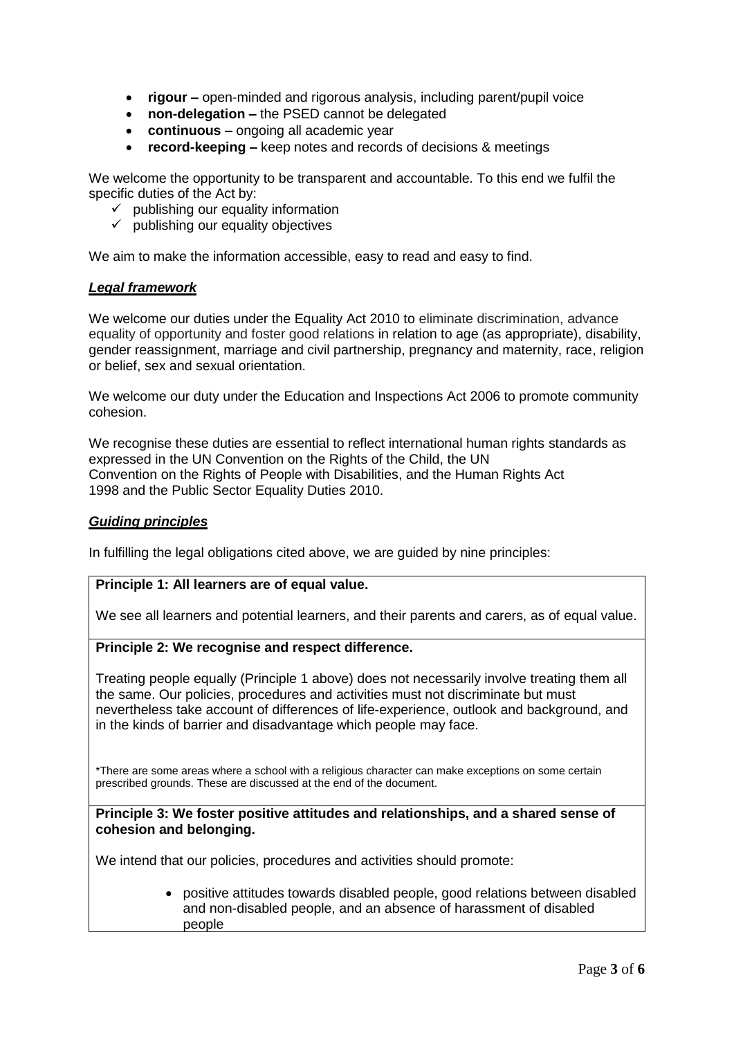- **rigour –** open-minded and rigorous analysis, including parent/pupil voice
- **non-delegation –** the PSED cannot be delegated
- **continuous –** ongoing all academic year
- **record-keeping –** keep notes and records of decisions & meetings

We welcome the opportunity to be transparent and accountable. To this end we fulfil the specific duties of the Act by:

- ✓ publishing our equality information
- ✓ publishing our equality objectives

We aim to make the information accessible, easy to read and easy to find.

### ***Legal framework***

We welcome our duties under the Equality Act 2010 to eliminate discrimination, advance equality of opportunity and foster good relations in relation to age (as appropriate), disability, gender reassignment, marriage and civil partnership, pregnancy and maternity, race, religion or belief, sex and sexual orientation.

We welcome our duty under the Education and Inspections Act 2006 to promote community cohesion.

We recognise these duties are essential to reflect international human rights standards as expressed in the UN Convention on the Rights of the Child, the UN Convention on the Rights of People with Disabilities, and the Human Rights Act 1998 and the Public Sector Equality Duties 2010.

### ***Guiding principles***

In fulfilling the legal obligations cited above, we are guided by nine principles:

**Principle 1: All learners are of equal value.**

We see all learners and potential learners, and their parents and carers, as of equal value.

**Principle 2: We recognise and respect difference.**

Treating people equally (Principle 1 above) does not necessarily involve treating them all the same. Our policies, procedures and activities must not discriminate but must nevertheless take account of differences of life-experience, outlook and background, and in the kinds of barrier and disadvantage which people may face.

*There are some areas where a school with a religious character can make exceptions on some certain prescribed grounds. These are discussed at the end of the document.

**Principle 3: We foster positive attitudes and relationships, and a shared sense of cohesion and belonging.**

We intend that our policies, procedures and activities should promote:

- positive attitudes towards disabled people, good relations between disabled and non-disabled people, and an absence of harassment of disabled people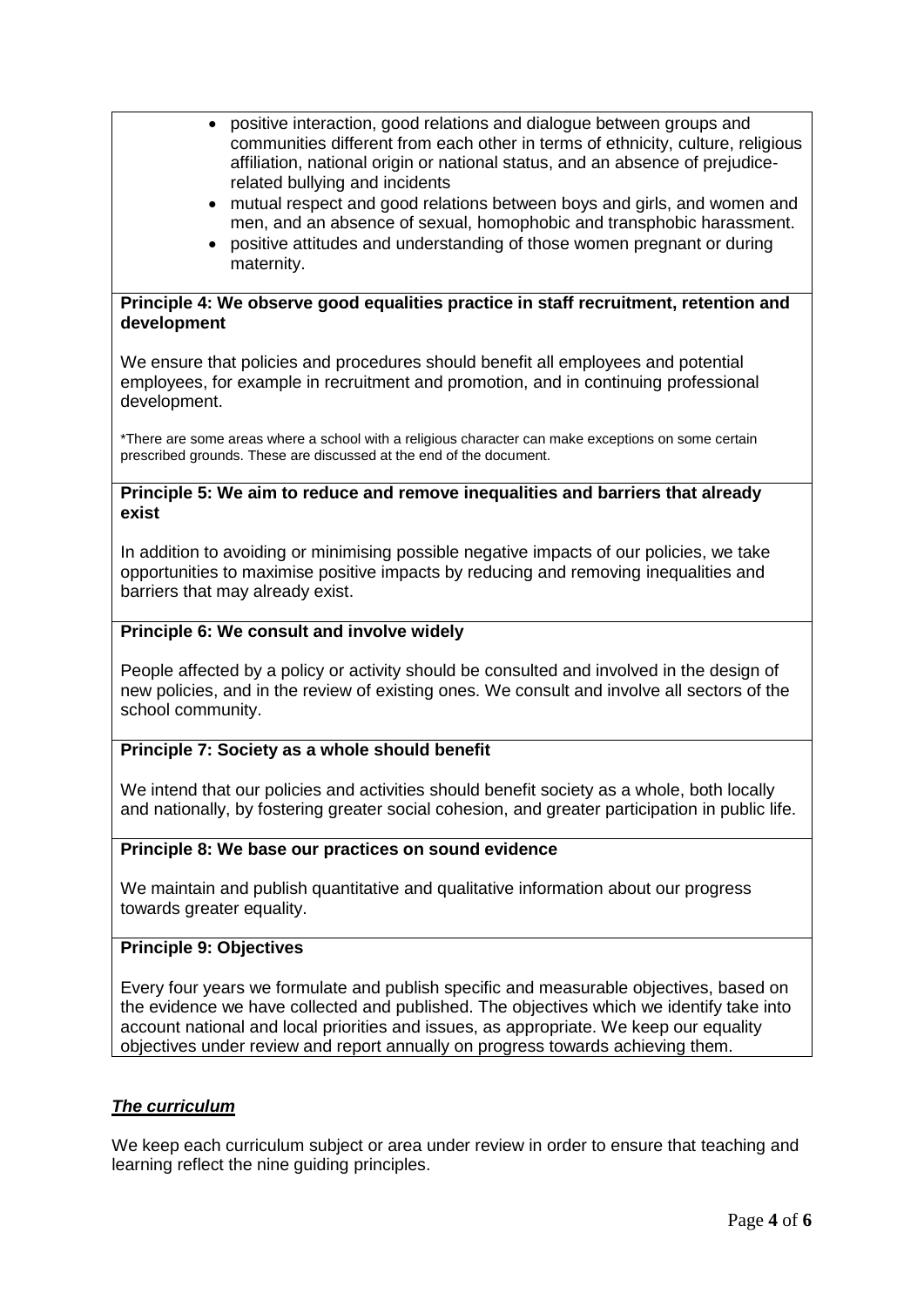- positive interaction, good relations and dialogue between groups and communities different from each other in terms of ethnicity, culture, religious affiliation, national origin or national status, and an absence of prejudice-related bullying and incidents
- mutual respect and good relations between boys and girls, and women and men, and an absence of sexual, homophobic and transphobic harassment.
- positive attitudes and understanding of those women pregnant or during maternity.

**Principle 4: We observe good equalities practice in staff recruitment, retention and development**

We ensure that policies and procedures should benefit all employees and potential employees, for example in recruitment and promotion, and in continuing professional development.

*There are some areas where a school with a religious character can make exceptions on some certain prescribed grounds. These are discussed at the end of the document.

**Principle 5: We aim to reduce and remove inequalities and barriers that already exist**

In addition to avoiding or minimising possible negative impacts of our policies, we take opportunities to maximise positive impacts by reducing and removing inequalities and barriers that may already exist.

**Principle 6: We consult and involve widely**

People affected by a policy or activity should be consulted and involved in the design of new policies, and in the review of existing ones. We consult and involve all sectors of the school community.

**Principle 7: Society as a whole should benefit**

We intend that our policies and activities should benefit society as a whole, both locally and nationally, by fostering greater social cohesion, and greater participation in public life.

**Principle 8: We base our practices on sound evidence**

We maintain and publish quantitative and qualitative information about our progress towards greater equality.

**Principle 9: Objectives**

Every four years we formulate and publish specific and measurable objectives, based on the evidence we have collected and published. The objectives which we identify take into account national and local priorities and issues, as appropriate. We keep our equality objectives under review and report annually on progress towards achieving them.

## ***The curriculum***

We keep each curriculum subject or area under review in order to ensure that teaching and learning reflect the nine guiding principles.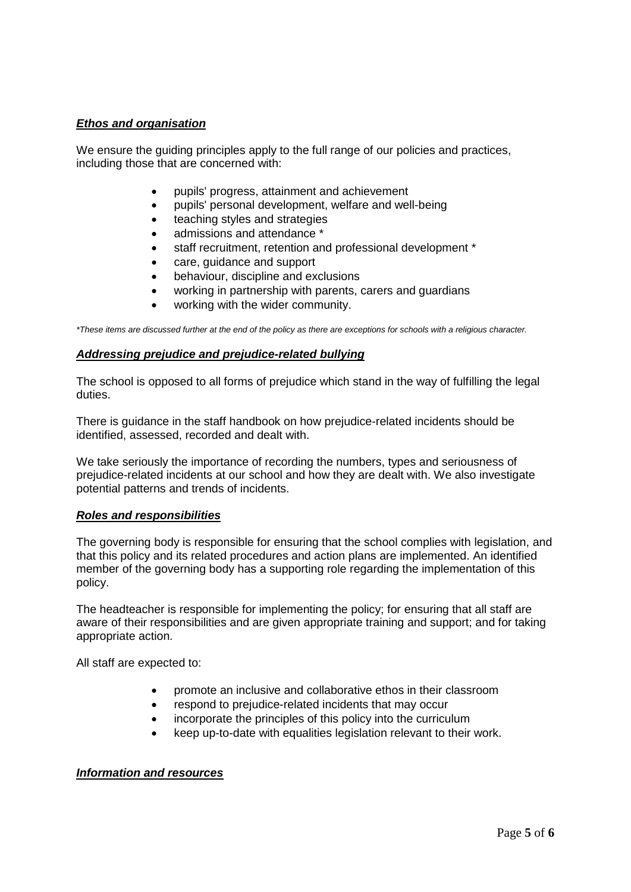### ***Ethos and organisation***

We ensure the guiding principles apply to the full range of our policies and practices, including those that are concerned with:

- pupils' progress, attainment and achievement
- pupils' personal development, welfare and well-being
- teaching styles and strategies
- admissions and attendance *
- staff recruitment, retention and professional development *
- care, guidance and support
- behaviour, discipline and exclusions
- working in partnership with parents, carers and guardians
- working with the wider community.

*\*These items are discussed further at the end of the policy as there are exceptions for schools with a religious character.*

### ***Addressing prejudice and prejudice-related bullying***

The school is opposed to all forms of prejudice which stand in the way of fulfilling the legal duties.

There is guidance in the staff handbook on how prejudice-related incidents should be identified, assessed, recorded and dealt with.

We take seriously the importance of recording the numbers, types and seriousness of prejudice-related incidents at our school and how they are dealt with. We also investigate potential patterns and trends of incidents.

### ***Roles and responsibilities***

The governing body is responsible for ensuring that the school complies with legislation, and that this policy and its related procedures and action plans are implemented. An identified member of the governing body has a supporting role regarding the implementation of this policy.

The headteacher is responsible for implementing the policy; for ensuring that all staff are aware of their responsibilities and are given appropriate training and support; and for taking appropriate action.

All staff are expected to:

- promote an inclusive and collaborative ethos in their classroom
- respond to prejudice-related incidents that may occur
- incorporate the principles of this policy into the curriculum
- keep up-to-date with equalities legislation relevant to their work.

### ***Information and resources***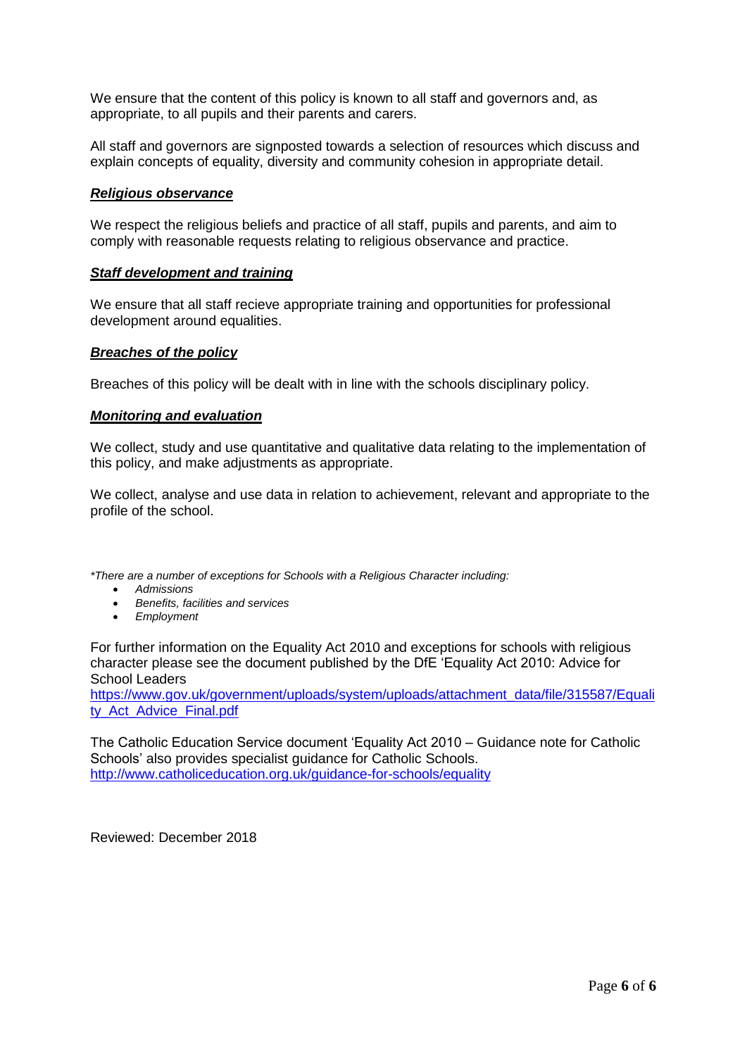We ensure that the content of this policy is known to all staff and governors and, as appropriate, to all pupils and their parents and carers.

All staff and governors are signposted towards a selection of resources which discuss and explain concepts of equality, diversity and community cohesion in appropriate detail.

### ***Religious observance***

We respect the religious beliefs and practice of all staff, pupils and parents, and aim to comply with reasonable requests relating to religious observance and practice.

### ***Staff development and training***

We ensure that all staff recieve appropriate training and opportunities for professional development around equalities.

### ***Breaches of the policy***

Breaches of this policy will be dealt with in line with the schools disciplinary policy.

### ***Monitoring and evaluation***

We collect, study and use quantitative and qualitative data relating to the implementation of this policy, and make adjustments as appropriate.

We collect, analyse and use data in relation to achievement, relevant and appropriate to the profile of the school.

*\*There are a number of exceptions for Schools with a Religious Character including:*

- *Admissions*
- *Benefits, facilities and services*
- *Employment*

For further information on the Equality Act 2010 and exceptions for schools with religious character please see the document published by the DfE 'Equality Act 2010: Advice for School Leaders
https://www.gov.uk/government/uploads/system/uploads/attachment_data/file/315587/Equality_Act_Advice_Final.pdf

The Catholic Education Service document 'Equality Act 2010 – Guidance note for Catholic Schools' also provides specialist guidance for Catholic Schools.
http://www.catholiceducation.org.uk/guidance-for-schools/equality

Reviewed: December 2018